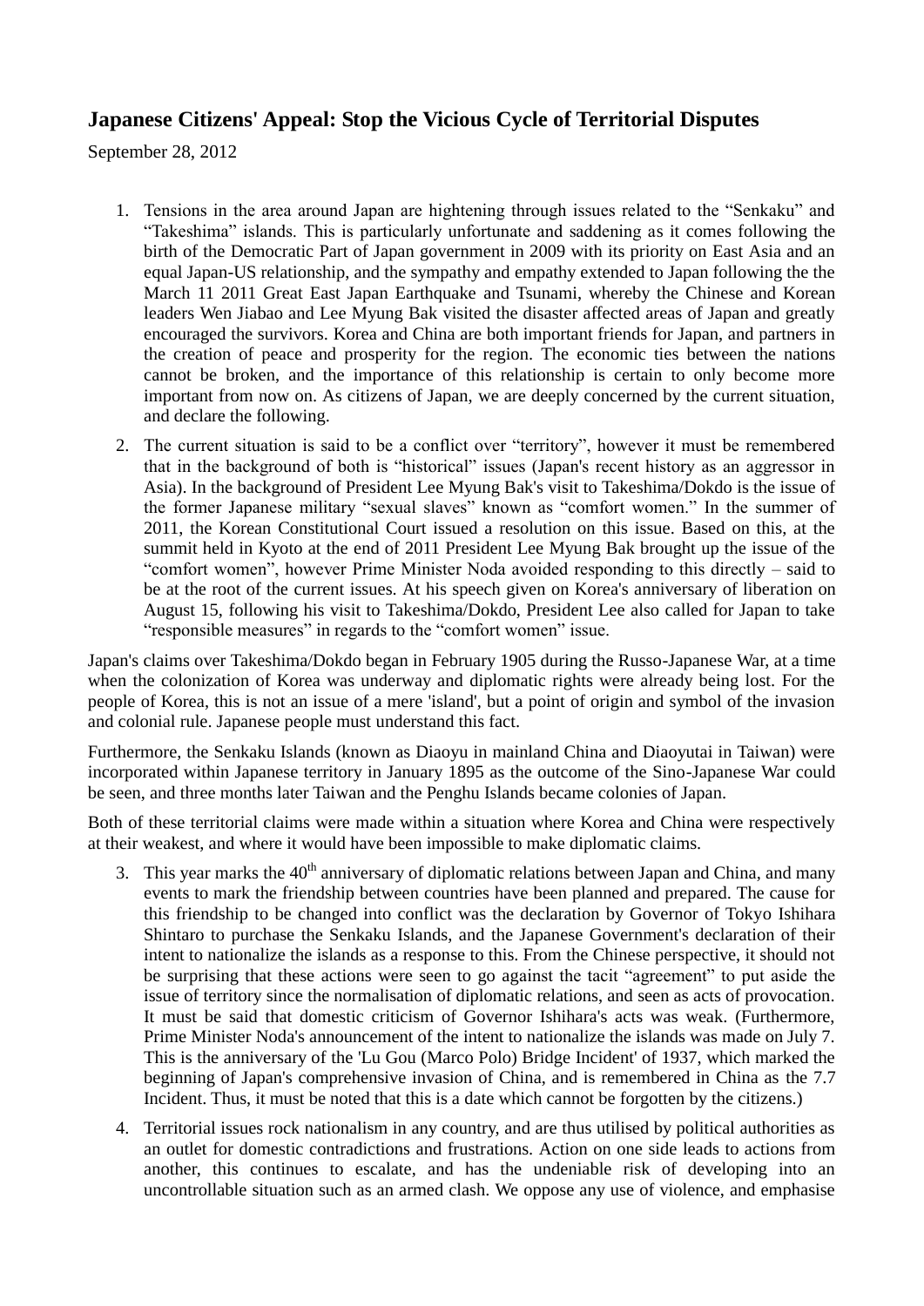## Japanese Citizens' Appeal: Stop the Vicious Cycle of Territorial Disputes

September 28, 2012

1. Tensions in the area around Japan are hightening through issues related to the "Senkaku" and "Takeshima" islands. This is particularly unfortunate and saddening as it comes following the birth of the Democratic Part of Japan government in 2009 with its priority on East Asia and an equal Japan-US relationship, and the sympathy and empathy extended to Japan following the the March 11 2011 Great East Japan Earthquake and Tsunami, whereby the Chinese and Korean leaders Wen Jiabao and Lee Myung Bak visited the disaster affected areas of Japan and greatly encouraged the survivors. Korea and China are both important friends for Japan, and partners in the creation of peace and prosperity for the region. The economic ties between the nations cannot be broken, and the importance of this relationship is certain to only become more important from now on. As citizens of Japan, we are deeply concerned by the current situation, and declare the following.
2. The current situation is said to be a conflict over "territory", however it must be remembered that in the background of both is "historical" issues (Japan's recent history as an aggressor in Asia). In the background of President Lee Myung Bak's visit to Takeshima/Dokdo is the issue of the former Japanese military "sexual slaves" known as "comfort women." In the summer of 2011, the Korean Constitutional Court issued a resolution on this issue. Based on this, at the summit held in Kyoto at the end of 2011 President Lee Myung Bak brought up the issue of the "comfort women", however Prime Minister Noda avoided responding to this directly – said to be at the root of the current issues. At his speech given on Korea's anniversary of liberation on August 15, following his visit to Takeshima/Dokdo, President Lee also called for Japan to take "responsible measures" in regards to the "comfort women" issue.

Japan's claims over Takeshima/Dokdo began in February 1905 during the Russo-Japanese War, at a time when the colonization of Korea was underway and diplomatic rights were already being lost. For the people of Korea, this is not an issue of a mere 'island', but a point of origin and symbol of the invasion and colonial rule. Japanese people must understand this fact.

Furthermore, the Senkaku Islands (known as Diaoyu in mainland China and Diaoyutai in Taiwan) were incorporated within Japanese territory in January 1895 as the outcome of the Sino-Japanese War could be seen, and three months later Taiwan and the Penghu Islands became colonies of Japan.

Both of these territorial claims were made within a situation where Korea and China were respectively at their weakest, and where it would have been impossible to make diplomatic claims.

3. This year marks the 40th anniversary of diplomatic relations between Japan and China, and many events to mark the friendship between countries have been planned and prepared. The cause for this friendship to be changed into conflict was the declaration by Governor of Tokyo Ishihara Shintaro to purchase the Senkaku Islands, and the Japanese Government's declaration of their intent to nationalize the islands as a response to this. From the Chinese perspective, it should not be surprising that these actions were seen to go against the tacit "agreement" to put aside the issue of territory since the normalisation of diplomatic relations, and seen as acts of provocation. It must be said that domestic criticism of Governor Ishihara's acts was weak. (Furthermore, Prime Minister Noda's announcement of the intent to nationalize the islands was made on July 7. This is the anniversary of the 'Lu Gou (Marco Polo) Bridge Incident' of 1937, which marked the beginning of Japan's comprehensive invasion of China, and is remembered in China as the 7.7 Incident. Thus, it must be noted that this is a date which cannot be forgotten by the citizens.)
4. Territorial issues rock nationalism in any country, and are thus utilised by political authorities as an outlet for domestic contradictions and frustrations. Action on one side leads to actions from another, this continues to escalate, and has the undeniable risk of developing into an uncontrollable situation such as an armed clash. We oppose any use of violence, and emphasise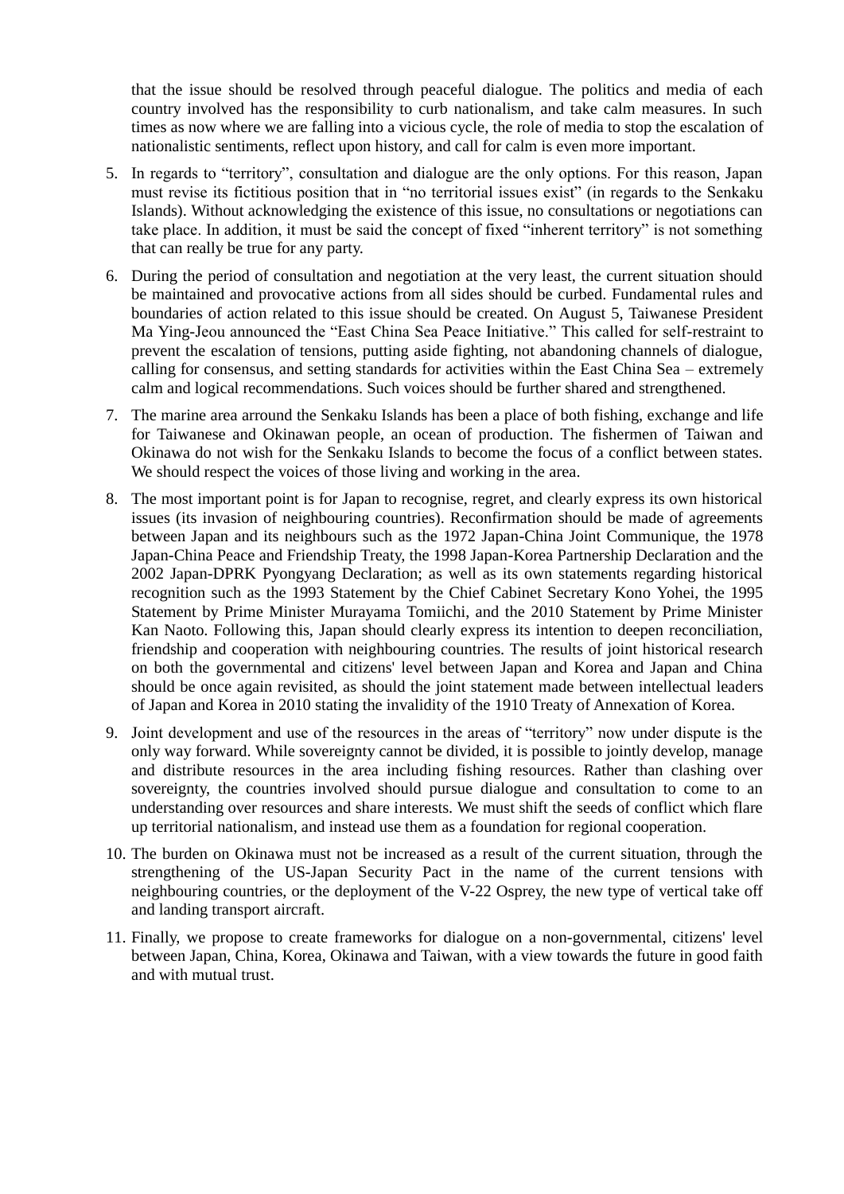that the issue should be resolved through peaceful dialogue. The politics and media of each country involved has the responsibility to curb nationalism, and take calm measures. In such times as now where we are falling into a vicious cycle, the role of media to stop the escalation of nationalistic sentiments, reflect upon history, and call for calm is even more important.

5. In regards to "territory", consultation and dialogue are the only options. For this reason, Japan must revise its fictitious position that in "no territorial issues exist" (in regards to the Senkaku Islands). Without acknowledging the existence of this issue, no consultations or negotiations can take place. In addition, it must be said the concept of fixed "inherent territory" is not something that can really be true for any party.

6. During the period of consultation and negotiation at the very least, the current situation should be maintained and provocative actions from all sides should be curbed. Fundamental rules and boundaries of action related to this issue should be created. On August 5, Taiwanese President Ma Ying-Jeou announced the "East China Sea Peace Initiative." This called for self-restraint to prevent the escalation of tensions, putting aside fighting, not abandoning channels of dialogue, calling for consensus, and setting standards for activities within the East China Sea – extremely calm and logical recommendations. Such voices should be further shared and strengthened.

7. The marine area arround the Senkaku Islands has been a place of both fishing, exchange and life for Taiwanese and Okinawan people, an ocean of production. The fishermen of Taiwan and Okinawa do not wish for the Senkaku Islands to become the focus of a conflict between states. We should respect the voices of those living and working in the area.

8. The most important point is for Japan to recognise, regret, and clearly express its own historical issues (its invasion of neighbouring countries). Reconfirmation should be made of agreements between Japan and its neighbours such as the 1972 Japan-China Joint Communique, the 1978 Japan-China Peace and Friendship Treaty, the 1998 Japan-Korea Partnership Declaration and the 2002 Japan-DPRK Pyongyang Declaration; as well as its own statements regarding historical recognition such as the 1993 Statement by the Chief Cabinet Secretary Kono Yohei, the 1995 Statement by Prime Minister Murayama Tomiichi, and the 2010 Statement by Prime Minister Kan Naoto. Following this, Japan should clearly express its intention to deepen reconciliation, friendship and cooperation with neighbouring countries. The results of joint historical research on both the governmental and citizens' level between Japan and Korea and Japan and China should be once again revisited, as should the joint statement made between intellectual leaders of Japan and Korea in 2010 stating the invalidity of the 1910 Treaty of Annexation of Korea.

9. Joint development and use of the resources in the areas of "territory" now under dispute is the only way forward. While sovereignty cannot be divided, it is possible to jointly develop, manage and distribute resources in the area including fishing resources. Rather than clashing over sovereignty, the countries involved should pursue dialogue and consultation to come to an understanding over resources and share interests. We must shift the seeds of conflict which flare up territorial nationalism, and instead use them as a foundation for regional cooperation.

10. The burden on Okinawa must not be increased as a result of the current situation, through the strengthening of the US-Japan Security Pact in the name of the current tensions with neighbouring countries, or the deployment of the V-22 Osprey, the new type of vertical take off and landing transport aircraft.

11. Finally, we propose to create frameworks for dialogue on a non-governmental, citizens' level between Japan, China, Korea, Okinawa and Taiwan, with a view towards the future in good faith and with mutual trust.